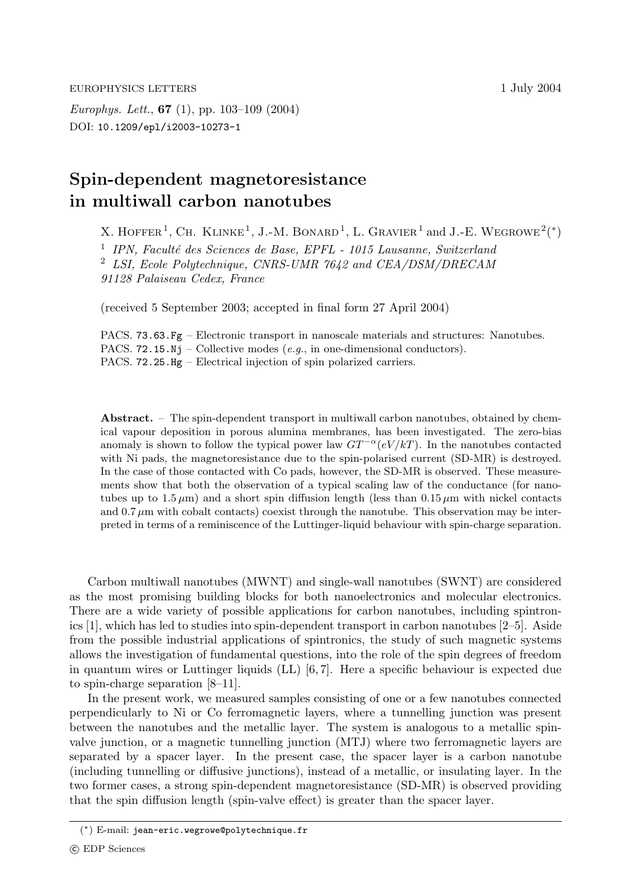# Spin-dependent magnetoresistance in multiwall carbon nanotubes

X. Hoffer [1], Ch. Klinke [1], J.-M. Bonard [1], L. Gravier [1] and J.-E. Wegrowe [2] (*)

[1] *IPN, Faculté des Sciences de Base, EPFL - 1015 Lausanne, Switzerland*
[2] *LSI, Ecole Polytechnique, CNRS-UMR 7642 and CEA/DSM/DRECAM 91128 Palaiseau Cedex, France*

(received 5 September 2003; accepted in final form 27 April 2004)

PACS. 73.63.Fg – Electronic transport in nanoscale materials and structures: Nanotubes.
PACS. 72.15.Nj – Collective modes (*e.g.*, in one-dimensional conductors).
PACS. 72.25.Hg – Electrical injection of spin polarized carriers.

**Abstract.** – The spin-dependent transport in multiwall carbon nanotubes, obtained by chemical vapour deposition in porous alumina membranes, has been investigated. The zero-bias anomaly is shown to follow the typical power law $GT^{-\alpha}(eV/kT)$. In the nanotubes contacted with Ni pads, the magnetoresistance due to the spin-polarised current (SD-MR) is destroyed. In the case of those contacted with Co pads, however, the SD-MR is observed. These measurements show that both the observation of a typical scaling law of the conductance (for nanotubes up to $1.5\,\mu$m) and a short spin diffusion length (less than $0.15\,\mu$m with nickel contacts and $0.7\,\mu$m with cobalt contacts) coexist through the nanotube. This observation may be interpreted in terms of a reminiscence of the Luttinger-liquid behaviour with spin-charge separation.

Carbon multiwall nanotubes (MWNT) and single-wall nanotubes (SWNT) are considered as the most promising building blocks for both nanoelectronics and molecular electronics. There are a wide variety of possible applications for carbon nanotubes, including spintronics [1], which has led to studies into spin-dependent transport in carbon nanotubes [2–5]. Aside from the possible industrial applications of spintronics, the study of such magnetic systems allows the investigation of fundamental questions, into the role of the spin degrees of freedom in quantum wires or Luttinger liquids (LL) [6, 7]. Here a specific behaviour is expected due to spin-charge separation [8–11].

In the present work, we measured samples consisting of one or a few nanotubes connected perpendicularly to Ni or Co ferromagnetic layers, where a tunnelling junction was present between the nanotubes and the metallic layer. The system is analogous to a metallic spin-valve junction, or a magnetic tunnelling junction (MTJ) where two ferromagnetic layers are separated by a spacer layer. In the present case, the spacer layer is a carbon nanotube (including tunnelling or diffusive junctions), instead of a metallic, or insulating layer. In the two former cases, a strong spin-dependent magnetoresistance (SD-MR) is observed providing that the spin diffusion length (spin-valve effect) is greater than the spacer layer.

(*) E-mail: jean-eric.wegrowe@polytechnique.fr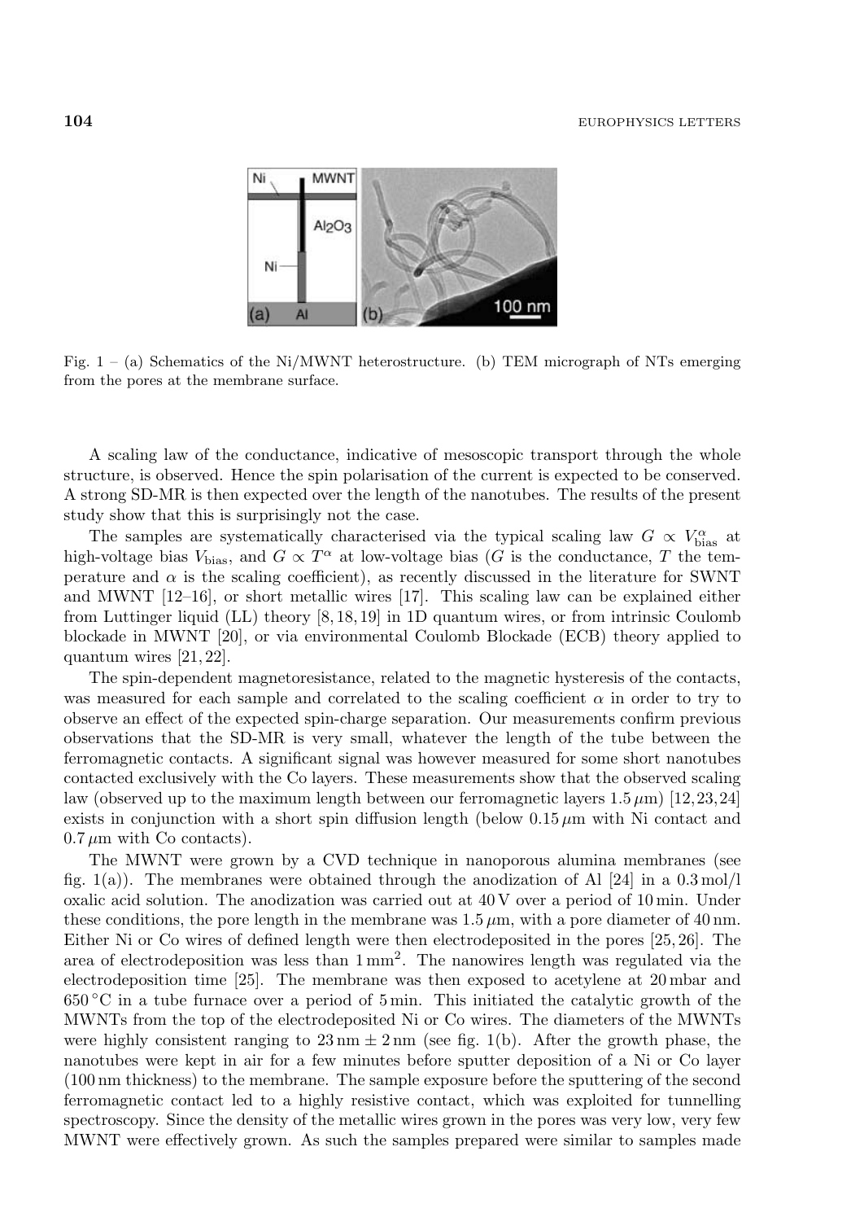Fig. 1 – (a) Schematics of the Ni/MWNT heterostructure. (b) TEM micrograph of NTs emerging from the pores at the membrane surface.

A scaling law of the conductance, indicative of mesoscopic transport through the whole structure, is observed. Hence the spin polarisation of the current is expected to be conserved. A strong SD-MR is then expected over the length of the nanotubes. The results of the present study show that this is surprisingly not the case.

The samples are systematically characterised via the typical scaling law $G \propto V_{\text{bias}}^{\alpha}$ at high-voltage bias $V_{\text{bias}}$, and $G \propto T^{\alpha}$ at low-voltage bias ($G$ is the conductance, $T$ the temperature and $\alpha$ is the scaling coefficient), as recently discussed in the literature for SWNT and MWNT [12–16], or short metallic wires [17]. This scaling law can be explained either from Luttinger liquid (LL) theory [8, 18, 19] in 1D quantum wires, or from intrinsic Coulomb blockade in MWNT [20], or via environmental Coulomb Blockade (ECB) theory applied to quantum wires [21, 22].

The spin-dependent magnetoresistance, related to the magnetic hysteresis of the contacts, was measured for each sample and correlated to the scaling coefficient $\alpha$ in order to try to observe an effect of the expected spin-charge separation. Our measurements confirm previous observations that the SD-MR is very small, whatever the length of the tube between the ferromagnetic contacts. A significant signal was however measured for some short nanotubes contacted exclusively with the Co layers. These measurements show that the observed scaling law (observed up to the maximum length between our ferromagnetic layers $1.5\,\mu$m) [12, 23, 24] exists in conjunction with a short spin diffusion length (below $0.15\,\mu$m with Ni contact and $0.7\,\mu$m with Co contacts).

The MWNT were grown by a CVD technique in nanoporous alumina membranes (see fig. 1(a)). The membranes were obtained through the anodization of Al [24] in a 0.3 mol/l oxalic acid solution. The anodization was carried out at 40 V over a period of 10 min. Under these conditions, the pore length in the membrane was $1.5\,\mu$m, with a pore diameter of 40 nm. Either Ni or Co wires of defined length were then electrodeposited in the pores [25, 26]. The area of electrodeposition was less than $1\,\text{mm}^2$. The nanowires length was regulated via the electrodeposition time [25]. The membrane was then exposed to acetylene at 20 mbar and $650\,^{\circ}$C in a tube furnace over a period of 5 min. This initiated the catalytic growth of the MWNTs from the top of the electrodeposited Ni or Co wires. The diameters of the MWNTs were highly consistent ranging to $23\,\text{nm} \pm 2\,\text{nm}$ (see fig. 1(b). After the growth phase, the nanotubes were kept in air for a few minutes before sputter deposition of a Ni or Co layer (100 nm thickness) to the membrane. The sample exposure before the sputtering of the second ferromagnetic contact led to a highly resistive contact, which was exploited for tunnelling spectroscopy. Since the density of the metallic wires grown in the pores was very low, very few MWNT were effectively grown. As such the samples prepared were similar to samples made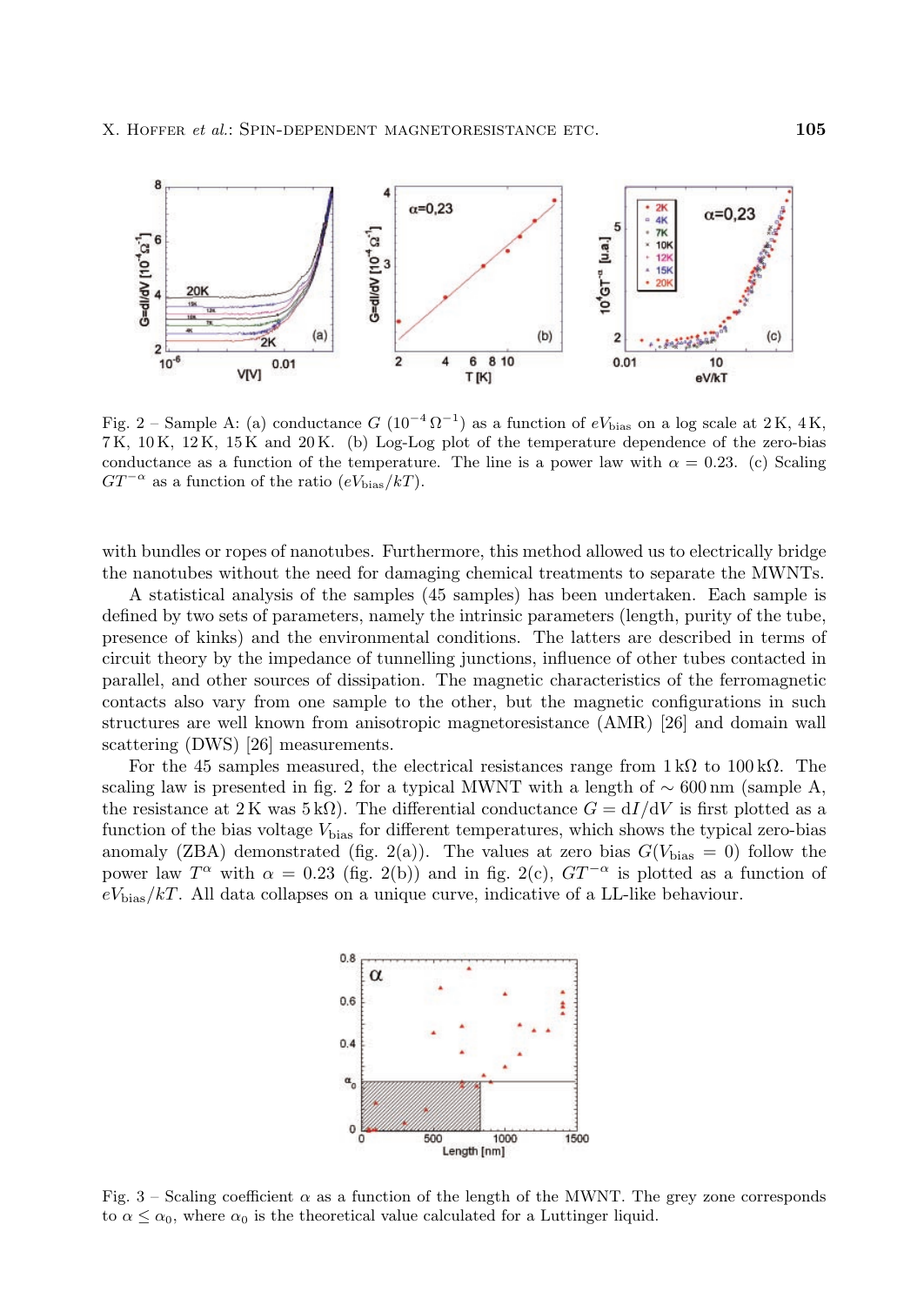Fig. 2 – Sample A: (a) conductance $G$ ($10^{-4}\,\Omega^{-1}$) as a function of $eV_{\mathrm{bias}}$ on a log scale at 2 K, 4 K, 7 K, 10 K, 12 K, 15 K and 20 K. (b) Log-Log plot of the temperature dependence of the zero-bias conductance as a function of the temperature. The line is a power law with $\alpha = 0.23$. (c) Scaling $GT^{-\alpha}$ as a function of the ratio $(eV_{\mathrm{bias}}/kT)$.

with bundles or ropes of nanotubes. Furthermore, this method allowed us to electrically bridge the nanotubes without the need for damaging chemical treatments to separate the MWNTs.

A statistical analysis of the samples (45 samples) has been undertaken. Each sample is defined by two sets of parameters, namely the intrinsic parameters (length, purity of the tube, presence of kinks) and the environmental conditions. The latters are described in terms of circuit theory by the impedance of tunnelling junctions, influence of other tubes contacted in parallel, and other sources of dissipation. The magnetic characteristics of the ferromagnetic contacts also vary from one sample to the other, but the magnetic configurations in such structures are well known from anisotropic magnetoresistance (AMR) [26] and domain wall scattering (DWS) [26] measurements.

For the 45 samples measured, the electrical resistances range from $1\,\mathrm{k}\Omega$ to $100\,\mathrm{k}\Omega$. The scaling law is presented in fig. 2 for a typical MWNT with a length of $\sim 600\,\mathrm{nm}$ (sample A, the resistance at 2 K was $5\,\mathrm{k}\Omega$). The differential conductance $G = \mathrm{d}I/\mathrm{d}V$ is first plotted as a function of the bias voltage $V_{\mathrm{bias}}$ for different temperatures, which shows the typical zero-bias anomaly (ZBA) demonstrated (fig. 2(a)). The values at zero bias $G(V_{\mathrm{bias}} = 0)$ follow the power law $T^{\alpha}$ with $\alpha = 0.23$ (fig. 2(b)) and in fig. 2(c), $GT^{-\alpha}$ is plotted as a function of $eV_{\mathrm{bias}}/kT$. All data collapses on a unique curve, indicative of a LL-like behaviour.

Fig. 3 – Scaling coefficient $\alpha$ as a function of the length of the MWNT. The grey zone corresponds to $\alpha \leq \alpha_0$, where $\alpha_0$ is the theoretical value calculated for a Luttinger liquid.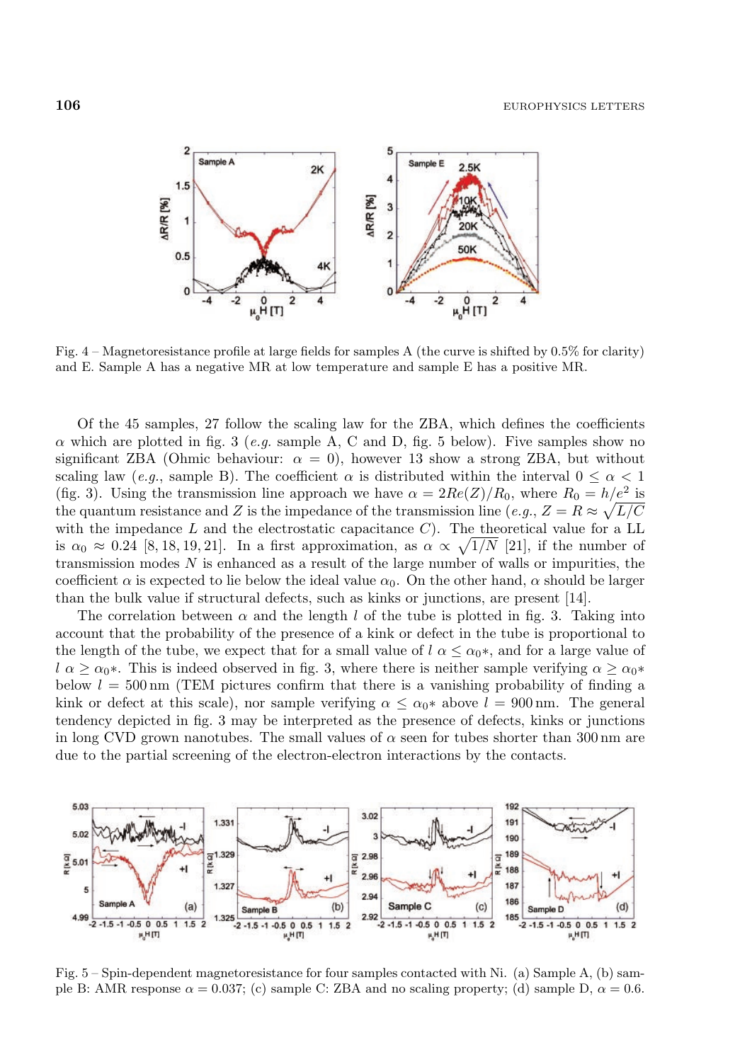Fig. 4 – Magnetoresistance profile at large fields for samples A (the curve is shifted by 0.5% for clarity) and E. Sample A has a negative MR at low temperature and sample E has a positive MR.

Of the 45 samples, 27 follow the scaling law for the ZBA, which defines the coefficients $\alpha$ which are plotted in fig. 3 (*e.g.* sample A, C and D, fig. 5 below). Five samples show no significant ZBA (Ohmic behaviour: $\alpha = 0$), however 13 show a strong ZBA, but without scaling law (*e.g.*, sample B). The coefficient $\alpha$ is distributed within the interval $0 \leq \alpha < 1$ (fig. 3). Using the transmission line approach we have $\alpha = 2Re(Z)/R_0$, where $R_0 = h/e^2$ is the quantum resistance and $Z$ is the impedance of the transmission line (*e.g.*, $Z = R \approx \sqrt{L/C}$ with the impedance $L$ and the electrostatic capacitance $C$). The theoretical value for a LL is $\alpha_0 \approx 0.24$ [8, 18, 19, 21]. In a first approximation, as $\alpha \propto \sqrt{1/N}$ [21], if the number of transmission modes $N$ is enhanced as a result of the large number of walls or impurities, the coefficient $\alpha$ is expected to lie below the ideal value $\alpha_0$. On the other hand, $\alpha$ should be larger than the bulk value if structural defects, such as kinks or junctions, are present [14].

The correlation between $\alpha$ and the length $l$ of the tube is plotted in fig. 3. Taking into account that the probability of the presence of a kink or defect in the tube is proportional to the length of the tube, we expect that for a small value of $l$ $\alpha \leq \alpha_0*$, and for a large value of $l$ $\alpha \geq \alpha_0*$. This is indeed observed in fig. 3, where there is neither sample verifying $\alpha \geq \alpha_0*$ below $l = 500\,\text{nm}$ (TEM pictures confirm that there is a vanishing probability of finding a kink or defect at this scale), nor sample verifying $\alpha \leq \alpha_0*$ above $l = 900\,\text{nm}$. The general tendency depicted in fig. 3 may be interpreted as the presence of defects, kinks or junctions in long CVD grown nanotubes. The small values of $\alpha$ seen for tubes shorter than 300 nm are due to the partial screening of the electron-electron interactions by the contacts.

Fig. 5 – Spin-dependent magnetoresistance for four samples contacted with Ni. (a) Sample A, (b) sample B: AMR response $\alpha = 0.037$; (c) sample C: ZBA and no scaling property; (d) sample D, $\alpha = 0.6$.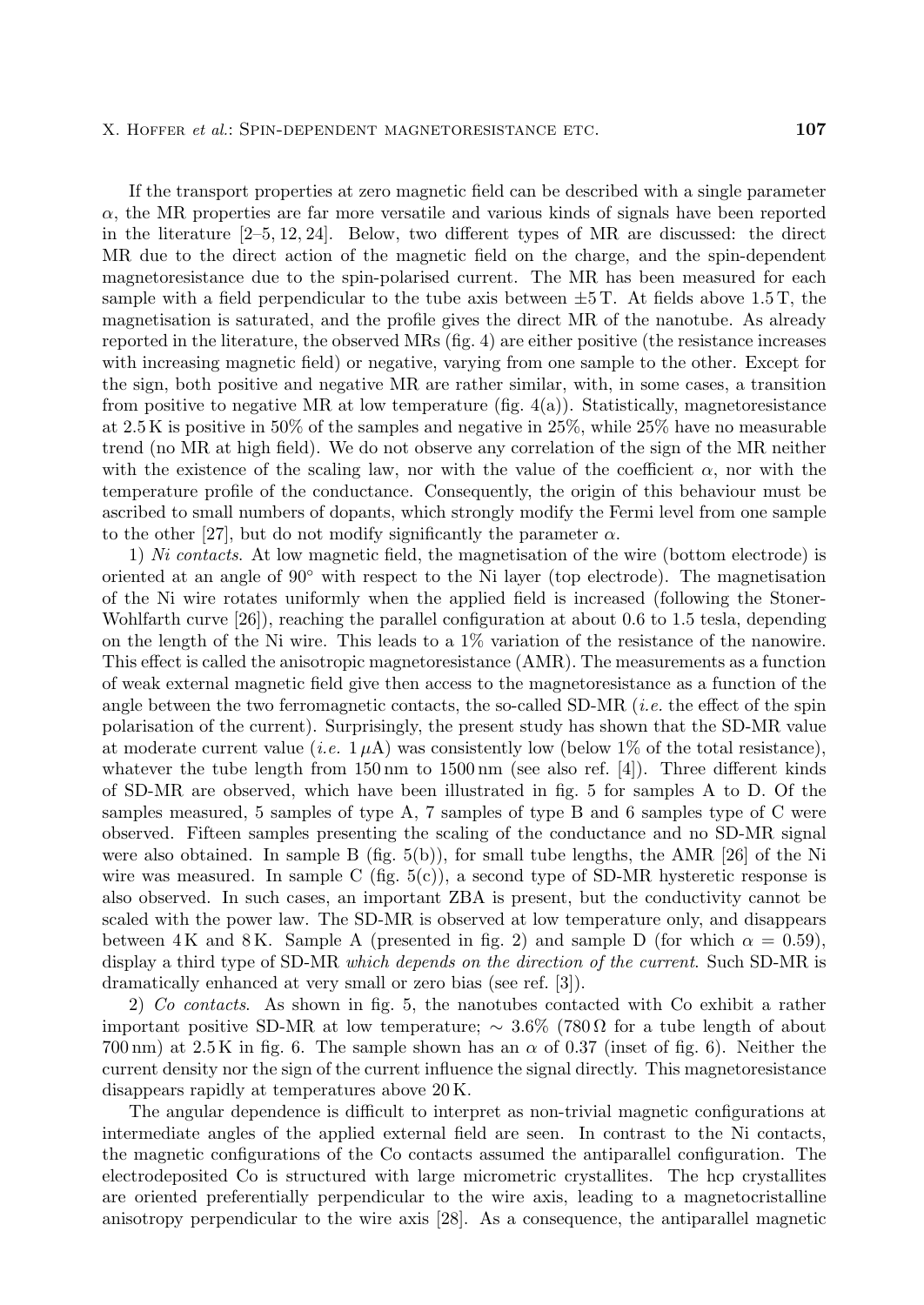If the transport properties at zero magnetic field can be described with a single parameter $\alpha$, the MR properties are far more versatile and various kinds of signals have been reported in the literature [2–5, 12, 24]. Below, two different types of MR are discussed: the direct MR due to the direct action of the magnetic field on the charge, and the spin-dependent magnetoresistance due to the spin-polarised current. The MR has been measured for each sample with a field perpendicular to the tube axis between $\pm 5\,\mathrm{T}$. At fields above $1.5\,\mathrm{T}$, the magnetisation is saturated, and the profile gives the direct MR of the nanotube. As already reported in the literature, the observed MRs (fig. 4) are either positive (the resistance increases with increasing magnetic field) or negative, varying from one sample to the other. Except for the sign, both positive and negative MR are rather similar, with, in some cases, a transition from positive to negative MR at low temperature (fig. 4(a)). Statistically, magnetoresistance at $2.5\,\mathrm{K}$ is positive in 50% of the samples and negative in 25%, while 25% have no measurable trend (no MR at high field). We do not observe any correlation of the sign of the MR neither with the existence of the scaling law, nor with the value of the coefficient $\alpha$, nor with the temperature profile of the conductance. Consequently, the origin of this behaviour must be ascribed to small numbers of dopants, which strongly modify the Fermi level from one sample to the other [27], but do not modify significantly the parameter $\alpha$.

1) *Ni contacts*. At low magnetic field, the magnetisation of the wire (bottom electrode) is oriented at an angle of $90^\circ$ with respect to the Ni layer (top electrode). The magnetisation of the Ni wire rotates uniformly when the applied field is increased (following the Stoner-Wohlfarth curve [26]), reaching the parallel configuration at about 0.6 to 1.5 tesla, depending on the length of the Ni wire. This leads to a 1% variation of the resistance of the nanowire. This effect is called the anisotropic magnetoresistance (AMR). The measurements as a function of weak external magnetic field give then access to the magnetoresistance as a function of the angle between the two ferromagnetic contacts, the so-called SD-MR (*i.e.* the effect of the spin polarisation of the current). Surprisingly, the present study has shown that the SD-MR value at moderate current value (*i.e.* $1\,\mu\mathrm{A}$) was consistently low (below 1% of the total resistance), whatever the tube length from $150\,\mathrm{nm}$ to $1500\,\mathrm{nm}$ (see also ref. [4]). Three different kinds of SD-MR are observed, which have been illustrated in fig. 5 for samples A to D. Of the samples measured, 5 samples of type A, 7 samples of type B and 6 samples type of C were observed. Fifteen samples presenting the scaling of the conductance and no SD-MR signal were also obtained. In sample B (fig. 5(b)), for small tube lengths, the AMR [26] of the Ni wire was measured. In sample C (fig. 5(c)), a second type of SD-MR hysteretic response is also observed. In such cases, an important ZBA is present, but the conductivity cannot be scaled with the power law. The SD-MR is observed at low temperature only, and disappears between $4\,\mathrm{K}$ and $8\,\mathrm{K}$. Sample A (presented in fig. 2) and sample D (for which $\alpha = 0.59$), display a third type of SD-MR *which depends on the direction of the current*. Such SD-MR is dramatically enhanced at very small or zero bias (see ref. [3]).

2) *Co contacts*. As shown in fig. 5, the nanotubes contacted with Co exhibit a rather important positive SD-MR at low temperature; $\sim 3.6\%$ ($780\,\Omega$ for a tube length of about $700\,\mathrm{nm}$) at $2.5\,\mathrm{K}$ in fig. 6. The sample shown has an $\alpha$ of 0.37 (inset of fig. 6). Neither the current density nor the sign of the current influence the signal directly. This magnetoresistance disappears rapidly at temperatures above $20\,\mathrm{K}$.

The angular dependence is difficult to interpret as non-trivial magnetic configurations at intermediate angles of the applied external field are seen. In contrast to the Ni contacts, the magnetic configurations of the Co contacts assumed the antiparallel configuration. The electrodeposited Co is structured with large micrometric crystallites. The hcp crystallites are oriented preferentially perpendicular to the wire axis, leading to a magnetocristalline anisotropy perpendicular to the wire axis [28]. As a consequence, the antiparallel magnetic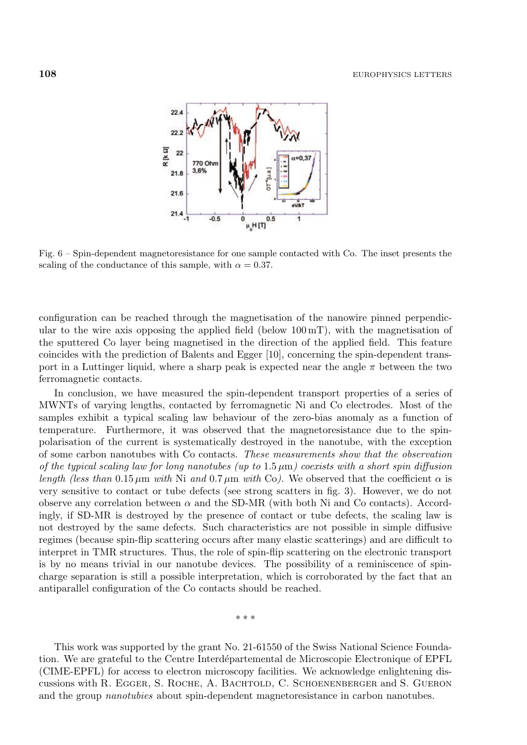Fig. 6 – Spin-dependent magnetoresistance for one sample contacted with Co. The inset presents the scaling of the conductance of this sample, with $\alpha = 0.37$.

configuration can be reached through the magnetisation of the nanowire pinned perpendicular to the wire axis opposing the applied field (below 100 mT), with the magnetisation of the sputtered Co layer being magnetised in the direction of the applied field. This feature coincides with the prediction of Balents and Egger [10], concerning the spin-dependent transport in a Luttinger liquid, where a sharp peak is expected near the angle $\pi$ between the two ferromagnetic contacts.

In conclusion, we have measured the spin-dependent transport properties of a series of MWNTs of varying lengths, contacted by ferromagnetic Ni and Co electrodes. Most of the samples exhibit a typical scaling law behaviour of the zero-bias anomaly as a function of temperature. Furthermore, it was observed that the magnetoresistance due to the spin-polarisation of the current is systematically destroyed in the nanotube, with the exception of some carbon nanotubes with Co contacts. *These measurements show that the observation of the typical scaling law for long nanotubes (up to* $1.5\,\mu$m*) coexists with a short spin diffusion length (less than* $0.15\,\mu$m *with* Ni *and* $0.7\,\mu$m *with* Co*).* We observed that the coefficient $\alpha$ is very sensitive to contact or tube defects (see strong scatters in fig. 3). However, we do not observe any correlation between $\alpha$ and the SD-MR (with both Ni and Co contacts). Accordingly, if SD-MR is destroyed by the presence of contact or tube defects, the scaling law is not destroyed by the same defects. Such characteristics are not possible in simple diffusive regimes (because spin-flip scattering occurs after many elastic scatterings) and are difficult to interpret in TMR structures. Thus, the role of spin-flip scattering on the electronic transport is by no means trivial in our nanotube devices. The possibility of a reminiscence of spin-charge separation is still a possible interpretation, which is corroborated by the fact that an antiparallel configuration of the Co contacts should be reached.

\* \* \*

This work was supported by the grant No. 21-61550 of the Swiss National Science Foundation. We are grateful to the Centre Interdépartemental de Microscopie Electronique of EPFL (CIME-EPFL) for access to electron microscopy facilities. We acknowledge enlightening discussions with R. Egger, S. Roche, A. Bachtold, C. Schoenenberger and S. Gueron and the group *nanotubies* about spin-dependent magnetoresistance in carbon nanotubes.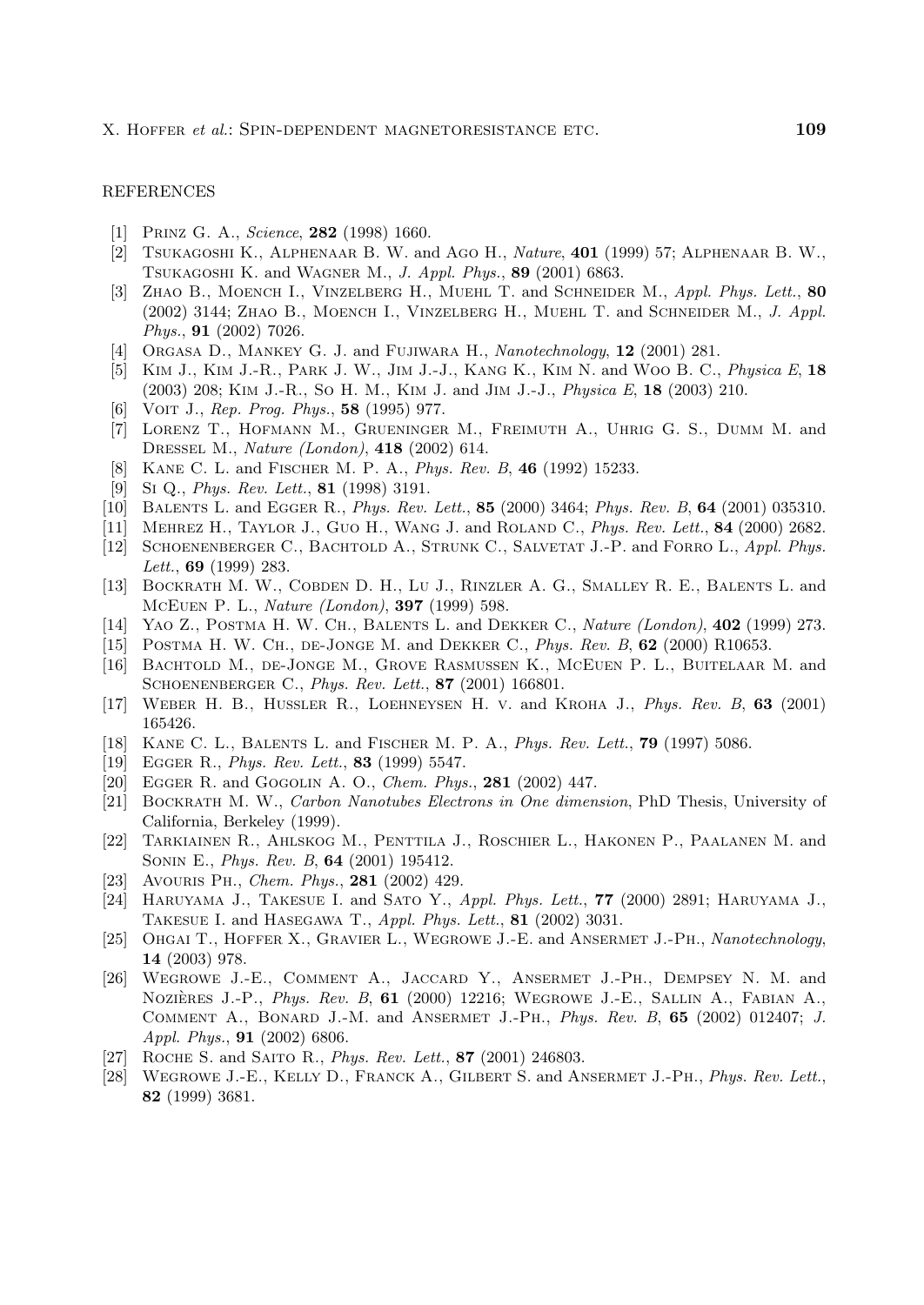## REFERENCES

[1] Prinz G. A., *Science*, **282** (1998) 1660.

[2] Tsukagoshi K., Alphenaar B. W. and Ago H., *Nature*, **401** (1999) 57; Alphenaar B. W., Tsukagoshi K. and Wagner M., *J. Appl. Phys.*, **89** (2001) 6863.

[3] Zhao B., Moench I., Vinzelberg H., Muehl T. and Schneider M., *Appl. Phys. Lett.*, **80** (2002) 3144; Zhao B., Moench I., Vinzelberg H., Muehl T. and Schneider M., *J. Appl. Phys.*, **91** (2002) 7026.

[4] Orgasa D., Mankey G. J. and Fujiwara H., *Nanotechnology*, **12** (2001) 281.

[5] Kim J., Kim J.-R., Park J. W., Jim J.-J., Kang K., Kim N. and Woo B. C., *Physica E*, **18** (2003) 208; Kim J.-R., So H. M., Kim J. and Jim J.-J., *Physica E*, **18** (2003) 210.

[6] Voit J., *Rep. Prog. Phys.*, **58** (1995) 977.

[7] Lorenz T., Hofmann M., Grueninger M., Freimuth A., Uhrig G. S., Dumm M. and Dressel M., *Nature (London)*, **418** (2002) 614.

[8] Kane C. L. and Fischer M. P. A., *Phys. Rev. B*, **46** (1992) 15233.

[9] Si Q., *Phys. Rev. Lett.*, **81** (1998) 3191.

[10] Balents L. and Egger R., *Phys. Rev. Lett.*, **85** (2000) 3464; *Phys. Rev. B*, **64** (2001) 035310.

[11] Mehrez H., Taylor J., Guo H., Wang J. and Roland C., *Phys. Rev. Lett.*, **84** (2000) 2682.

[12] Schoenenberger C., Bachtold A., Strunk C., Salvetat J.-P. and Forro L., *Appl. Phys. Lett.*, **69** (1999) 283.

[13] Bockrath M. W., Cobden D. H., Lu J., Rinzler A. G., Smalley R. E., Balents L. and McEuen P. L., *Nature (London)*, **397** (1999) 598.

[14] Yao Z., Postma H. W. Ch., Balents L. and Dekker C., *Nature (London)*, **402** (1999) 273.

[15] Postma H. W. Ch., de-Jonge M. and Dekker C., *Phys. Rev. B*, **62** (2000) R10653.

[16] Bachtold M., de-Jonge M., Grove Rasmussen K., McEuen P. L., Buitelaar M. and Schoenenberger C., *Phys. Rev. Lett.*, **87** (2001) 166801.

[17] Weber H. B., Hussler R., Loehneysen H. v. and Kroha J., *Phys. Rev. B*, **63** (2001) 165426.

[18] Kane C. L., Balents L. and Fischer M. P. A., *Phys. Rev. Lett.*, **79** (1997) 5086.

[19] Egger R., *Phys. Rev. Lett.*, **83** (1999) 5547.

[20] Egger R. and Gogolin A. O., *Chem. Phys.*, **281** (2002) 447.

[21] Bockrath M. W., *Carbon Nanotubes Electrons in One dimension*, PhD Thesis, University of California, Berkeley (1999).

[22] Tarkiainen R., Ahlskog M., Penttila J., Roschier L., Hakonen P., Paalanen M. and Sonin E., *Phys. Rev. B*, **64** (2001) 195412.

[23] Avouris Ph., *Chem. Phys.*, **281** (2002) 429.

[24] Haruyama J., Takesue I. and Sato Y., *Appl. Phys. Lett.*, **77** (2000) 2891; Haruyama J., Takesue I. and Hasegawa T., *Appl. Phys. Lett.*, **81** (2002) 3031.

[25] Ohgai T., Hoffer X., Gravier L., Wegrowe J.-E. and Ansermet J.-Ph., *Nanotechnology*, **14** (2003) 978.

[26] Wegrowe J.-E., Comment A., Jaccard Y., Ansermet J.-Ph., Dempsey N. M. and Nozières J.-P., *Phys. Rev. B*, **61** (2000) 12216; Wegrowe J.-E., Sallin A., Fabian A., Comment A., Bonard J.-M. and Ansermet J.-Ph., *Phys. Rev. B*, **65** (2002) 012407; *J. Appl. Phys.*, **91** (2002) 6806.

[27] Roche S. and Saito R., *Phys. Rev. Lett.*, **87** (2001) 246803.

[28] Wegrowe J.-E., Kelly D., Franck A., Gilbert S. and Ansermet J.-Ph., *Phys. Rev. Lett.*, **82** (1999) 3681.